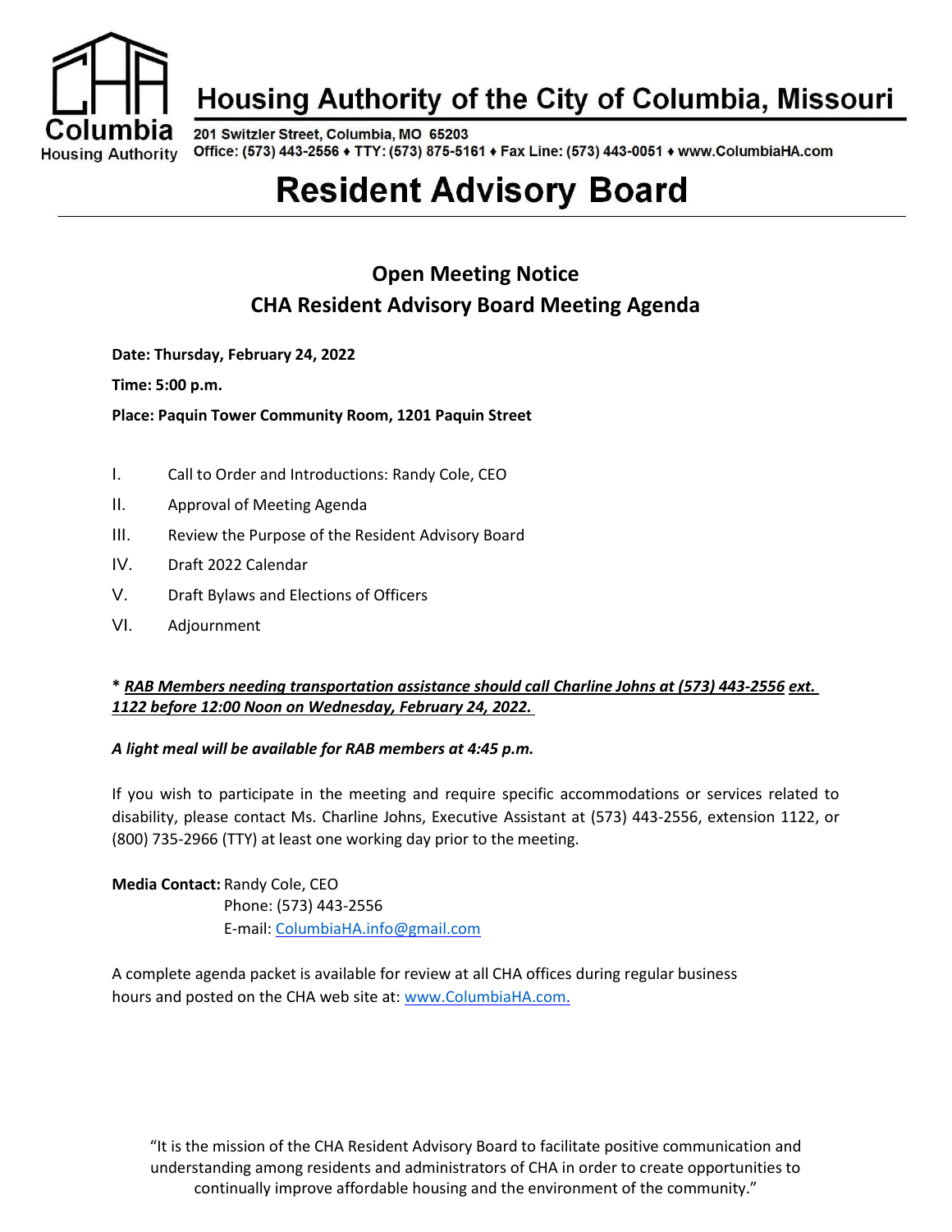Columbia Housing Authority

# Housing Authority of the City of Columbia, Missouri

201 Switzler Street, Columbia, MO 65203
Office: (573) 443-2556 ♦ TTY: (573) 875-5161 ♦ Fax Line: (573) 443-0051 ♦ www.ColumbiaHA.com

# Resident Advisory Board

## Open Meeting Notice
## CHA Resident Advisory Board Meeting Agenda

**Date: Thursday, February 24, 2022**

**Time: 5:00 p.m.**

**Place: Paquin Tower Community Room, 1201 Paquin Street**

I. Call to Order and Introductions: Randy Cole, CEO

II. Approval of Meeting Agenda

III. Review the Purpose of the Resident Advisory Board

IV. Draft 2022 Calendar

V. Draft Bylaws and Elections of Officers

VI. Adjournment

**\* *RAB Members needing transportation assistance should call Charline Johns at (573) 443-2556 ext. 1122 before 12:00 Noon on Wednesday, February 24, 2022.***

***A light meal will be available for RAB members at 4:45 p.m.***

If you wish to participate in the meeting and require specific accommodations or services related to disability, please contact Ms. Charline Johns, Executive Assistant at (573) 443-2556, extension 1122, or (800) 735-2966 (TTY) at least one working day prior to the meeting.

**Media Contact:** Randy Cole, CEO
Phone: (573) 443-2556
E-mail: ColumbiaHA.info@gmail.com

A complete agenda packet is available for review at all CHA offices during regular business hours and posted on the CHA web site at: www.ColumbiaHA.com.

"It is the mission of the CHA Resident Advisory Board to facilitate positive communication and understanding among residents and administrators of CHA in order to create opportunities to continually improve affordable housing and the environment of the community."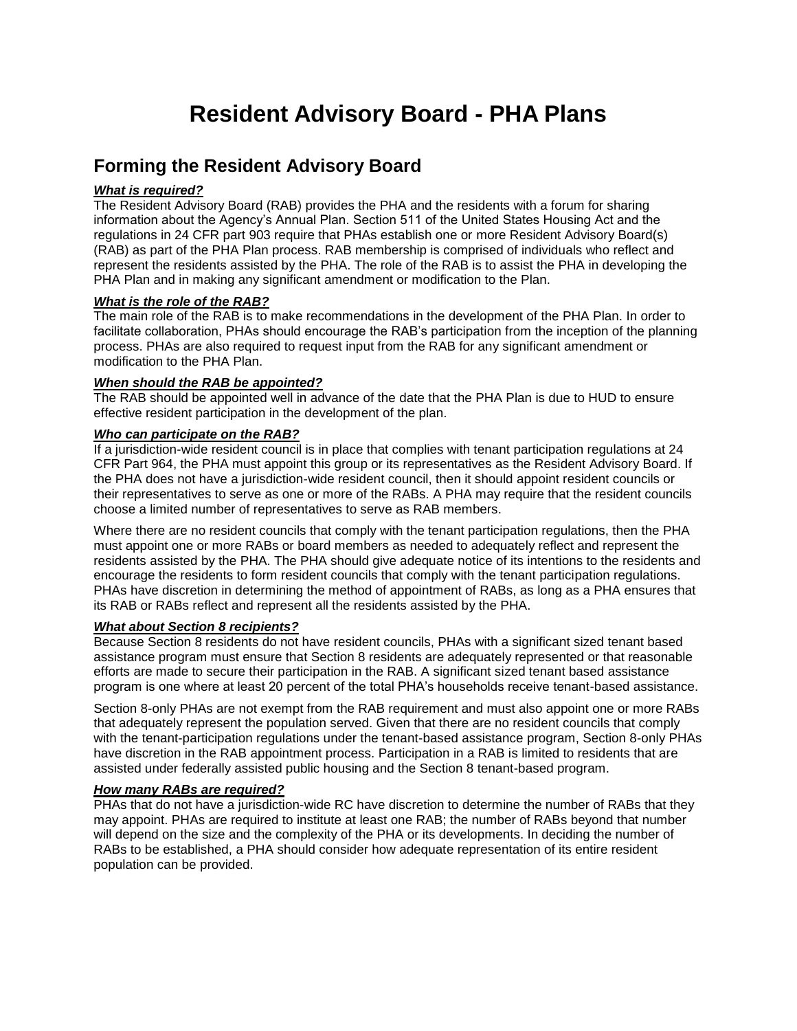# Resident Advisory Board - PHA Plans

## Forming the Resident Advisory Board

***What is required?***

The Resident Advisory Board (RAB) provides the PHA and the residents with a forum for sharing information about the Agency's Annual Plan. Section 511 of the United States Housing Act and the regulations in 24 CFR part 903 require that PHAs establish one or more Resident Advisory Board(s) (RAB) as part of the PHA Plan process. RAB membership is comprised of individuals who reflect and represent the residents assisted by the PHA. The role of the RAB is to assist the PHA in developing the PHA Plan and in making any significant amendment or modification to the Plan.

***What is the role of the RAB?***

The main role of the RAB is to make recommendations in the development of the PHA Plan. In order to facilitate collaboration, PHAs should encourage the RAB's participation from the inception of the planning process. PHAs are also required to request input from the RAB for any significant amendment or modification to the PHA Plan.

***When should the RAB be appointed?***

The RAB should be appointed well in advance of the date that the PHA Plan is due to HUD to ensure effective resident participation in the development of the plan.

***Who can participate on the RAB?***

If a jurisdiction-wide resident council is in place that complies with tenant participation regulations at 24 CFR Part 964, the PHA must appoint this group or its representatives as the Resident Advisory Board. If the PHA does not have a jurisdiction-wide resident council, then it should appoint resident councils or their representatives to serve as one or more of the RABs. A PHA may require that the resident councils choose a limited number of representatives to serve as RAB members.

Where there are no resident councils that comply with the tenant participation regulations, then the PHA must appoint one or more RABs or board members as needed to adequately reflect and represent the residents assisted by the PHA. The PHA should give adequate notice of its intentions to the residents and encourage the residents to form resident councils that comply with the tenant participation regulations. PHAs have discretion in determining the method of appointment of RABs, as long as a PHA ensures that its RAB or RABs reflect and represent all the residents assisted by the PHA.

***What about Section 8 recipients?***

Because Section 8 residents do not have resident councils, PHAs with a significant sized tenant based assistance program must ensure that Section 8 residents are adequately represented or that reasonable efforts are made to secure their participation in the RAB. A significant sized tenant based assistance program is one where at least 20 percent of the total PHA's households receive tenant-based assistance.

Section 8-only PHAs are not exempt from the RAB requirement and must also appoint one or more RABs that adequately represent the population served. Given that there are no resident councils that comply with the tenant-participation regulations under the tenant-based assistance program, Section 8-only PHAs have discretion in the RAB appointment process. Participation in a RAB is limited to residents that are assisted under federally assisted public housing and the Section 8 tenant-based program.

***How many RABs are required?***

PHAs that do not have a jurisdiction-wide RC have discretion to determine the number of RABs that they may appoint. PHAs are required to institute at least one RAB; the number of RABs beyond that number will depend on the size and the complexity of the PHA or its developments. In deciding the number of RABs to be established, a PHA should consider how adequate representation of its entire resident population can be provided.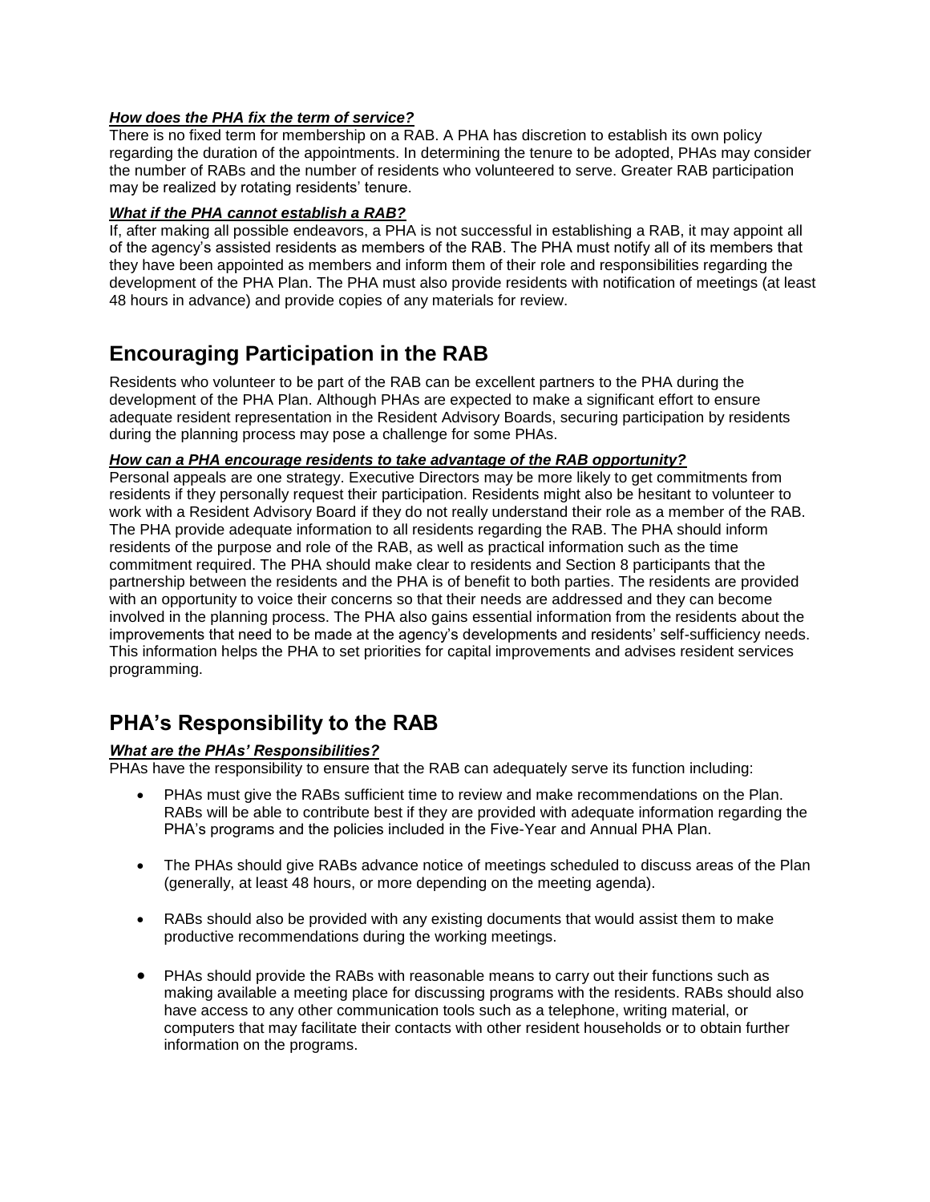***How does the PHA fix the term of service?***

There is no fixed term for membership on a RAB. A PHA has discretion to establish its own policy regarding the duration of the appointments. In determining the tenure to be adopted, PHAs may consider the number of RABs and the number of residents who volunteered to serve. Greater RAB participation may be realized by rotating residents' tenure.

***What if the PHA cannot establish a RAB?***

If, after making all possible endeavors, a PHA is not successful in establishing a RAB, it may appoint all of the agency's assisted residents as members of the RAB. The PHA must notify all of its members that they have been appointed as members and inform them of their role and responsibilities regarding the development of the PHA Plan. The PHA must also provide residents with notification of meetings (at least 48 hours in advance) and provide copies of any materials for review.

## Encouraging Participation in the RAB

Residents who volunteer to be part of the RAB can be excellent partners to the PHA during the development of the PHA Plan. Although PHAs are expected to make a significant effort to ensure adequate resident representation in the Resident Advisory Boards, securing participation by residents during the planning process may pose a challenge for some PHAs.

***How can a PHA encourage residents to take advantage of the RAB opportunity?***

Personal appeals are one strategy. Executive Directors may be more likely to get commitments from residents if they personally request their participation. Residents might also be hesitant to volunteer to work with a Resident Advisory Board if they do not really understand their role as a member of the RAB. The PHA provide adequate information to all residents regarding the RAB. The PHA should inform residents of the purpose and role of the RAB, as well as practical information such as the time commitment required. The PHA should make clear to residents and Section 8 participants that the partnership between the residents and the PHA is of benefit to both parties. The residents are provided with an opportunity to voice their concerns so that their needs are addressed and they can become involved in the planning process. The PHA also gains essential information from the residents about the improvements that need to be made at the agency's developments and residents' self-sufficiency needs. This information helps the PHA to set priorities for capital improvements and advises resident services programming.

## PHA's Responsibility to the RAB

***What are the PHAs' Responsibilities?***

PHAs have the responsibility to ensure that the RAB can adequately serve its function including:

- PHAs must give the RABs sufficient time to review and make recommendations on the Plan. RABs will be able to contribute best if they are provided with adequate information regarding the PHA's programs and the policies included in the Five-Year and Annual PHA Plan.

- The PHAs should give RABs advance notice of meetings scheduled to discuss areas of the Plan (generally, at least 48 hours, or more depending on the meeting agenda).

- RABs should also be provided with any existing documents that would assist them to make productive recommendations during the working meetings.

- PHAs should provide the RABs with reasonable means to carry out their functions such as making available a meeting place for discussing programs with the residents. RABs should also have access to any other communication tools such as a telephone, writing material, or computers that may facilitate their contacts with other resident households or to obtain further information on the programs.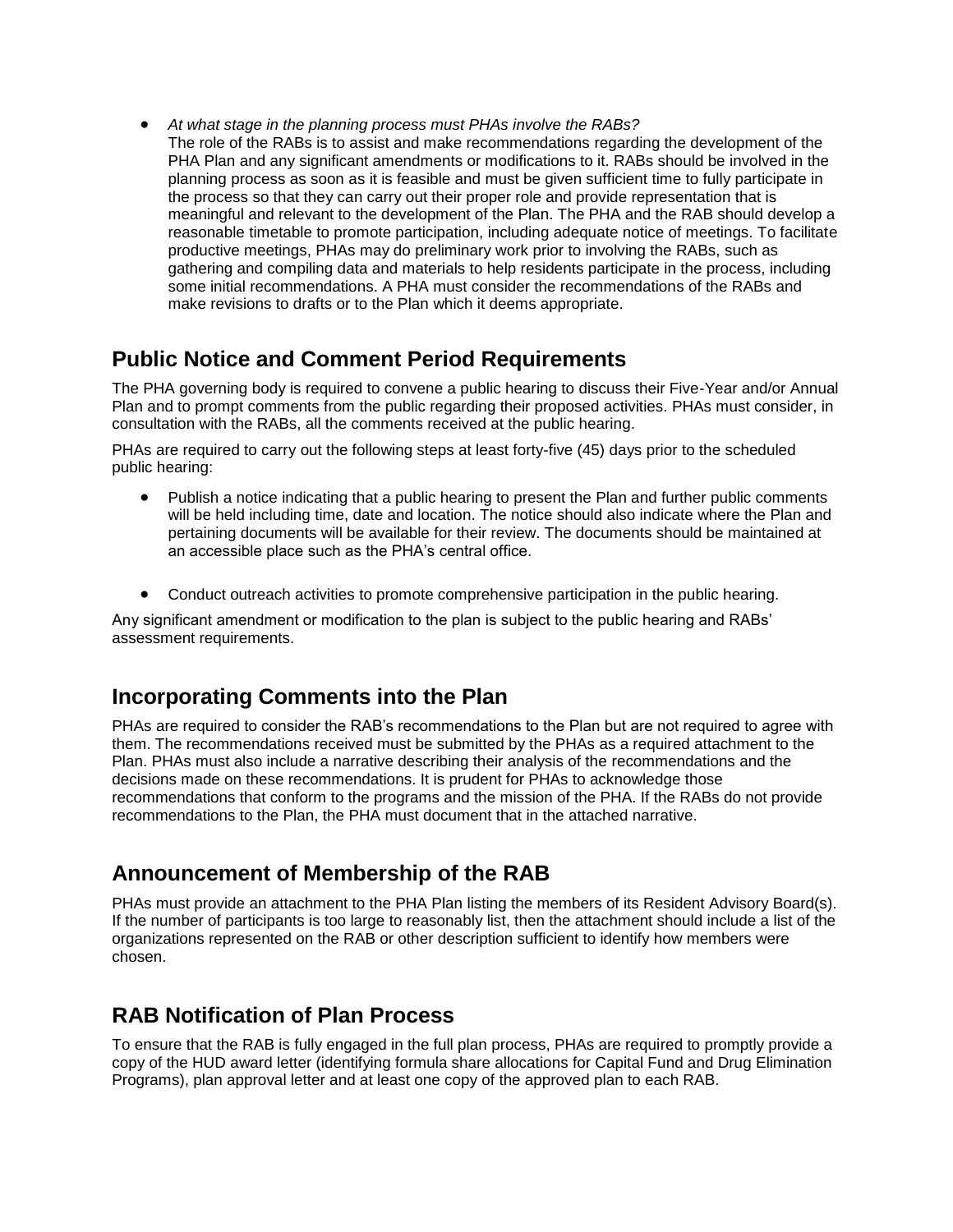- *At what stage in the planning process must PHAs involve the RABs?*
  The role of the RABs is to assist and make recommendations regarding the development of the PHA Plan and any significant amendments or modifications to it. RABs should be involved in the planning process as soon as it is feasible and must be given sufficient time to fully participate in the process so that they can carry out their proper role and provide representation that is meaningful and relevant to the development of the Plan. The PHA and the RAB should develop a reasonable timetable to promote participation, including adequate notice of meetings. To facilitate productive meetings, PHAs may do preliminary work prior to involving the RABs, such as gathering and compiling data and materials to help residents participate in the process, including some initial recommendations. A PHA must consider the recommendations of the RABs and make revisions to drafts or to the Plan which it deems appropriate.

## Public Notice and Comment Period Requirements

The PHA governing body is required to convene a public hearing to discuss their Five-Year and/or Annual Plan and to prompt comments from the public regarding their proposed activities. PHAs must consider, in consultation with the RABs, all the comments received at the public hearing.

PHAs are required to carry out the following steps at least forty-five (45) days prior to the scheduled public hearing:

- Publish a notice indicating that a public hearing to present the Plan and further public comments will be held including time, date and location. The notice should also indicate where the Plan and pertaining documents will be available for their review. The documents should be maintained at an accessible place such as the PHA's central office.
- Conduct outreach activities to promote comprehensive participation in the public hearing.

Any significant amendment or modification to the plan is subject to the public hearing and RABs' assessment requirements.

## Incorporating Comments into the Plan

PHAs are required to consider the RAB's recommendations to the Plan but are not required to agree with them. The recommendations received must be submitted by the PHAs as a required attachment to the Plan. PHAs must also include a narrative describing their analysis of the recommendations and the decisions made on these recommendations. It is prudent for PHAs to acknowledge those recommendations that conform to the programs and the mission of the PHA. If the RABs do not provide recommendations to the Plan, the PHA must document that in the attached narrative.

## Announcement of Membership of the RAB

PHAs must provide an attachment to the PHA Plan listing the members of its Resident Advisory Board(s). If the number of participants is too large to reasonably list, then the attachment should include a list of the organizations represented on the RAB or other description sufficient to identify how members were chosen.

## RAB Notification of Plan Process

To ensure that the RAB is fully engaged in the full plan process, PHAs are required to promptly provide a copy of the HUD award letter (identifying formula share allocations for Capital Fund and Drug Elimination Programs), plan approval letter and at least one copy of the approved plan to each RAB.